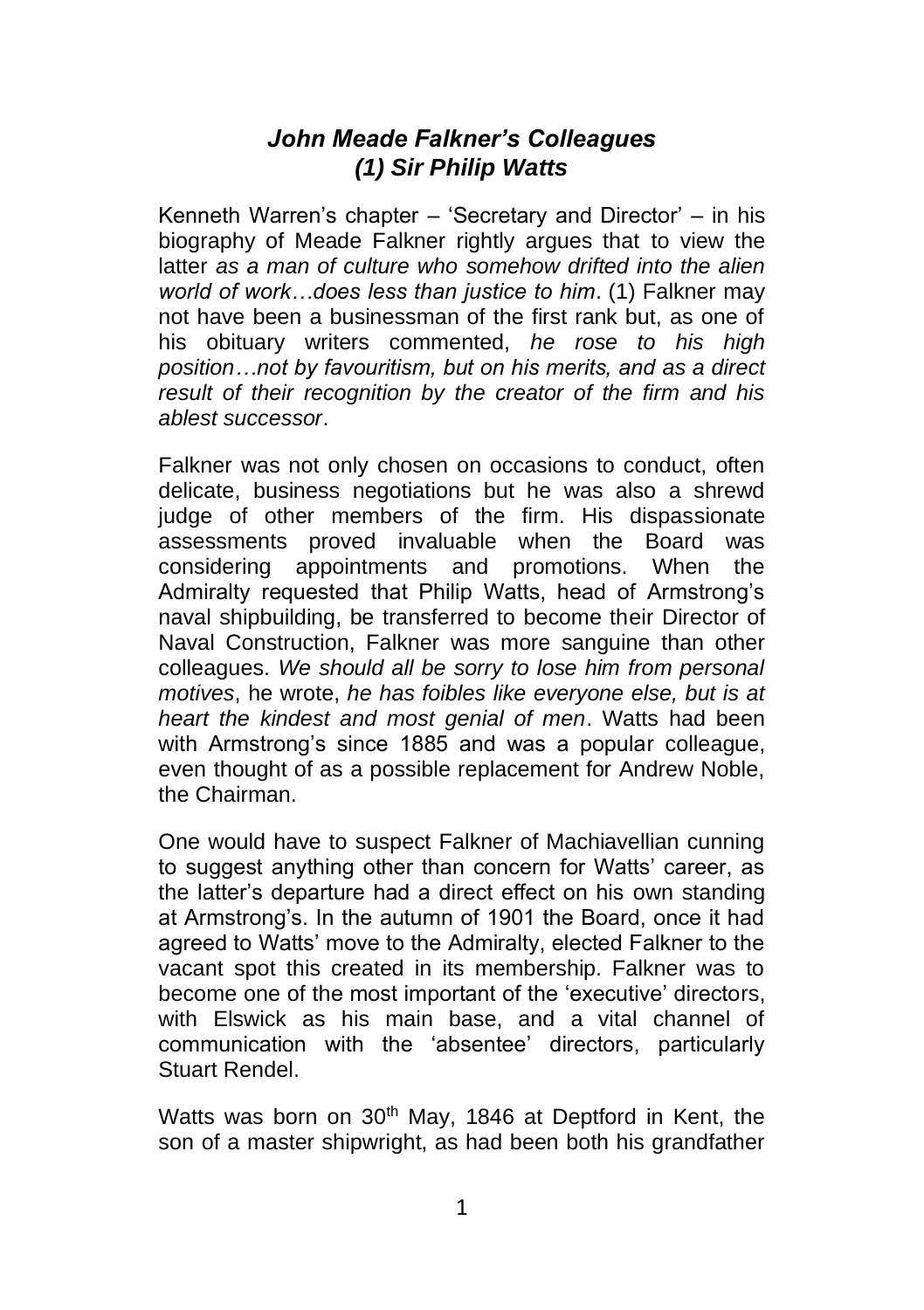# *John Meade Falkner's Colleagues*
## *(1) Sir Philip Watts*

Kenneth Warren's chapter – 'Secretary and Director' – in his biography of Meade Falkner rightly argues that to view the latter *as a man of culture who somehow drifted into the alien world of work…does less than justice to him*. (1) Falkner may not have been a businessman of the first rank but, as one of his obituary writers commented, *he rose to his high position…not by favouritism, but on his merits, and as a direct result of their recognition by the creator of the firm and his ablest successor*.

Falkner was not only chosen on occasions to conduct, often delicate, business negotiations but he was also a shrewd judge of other members of the firm. His dispassionate assessments proved invaluable when the Board was considering appointments and promotions. When the Admiralty requested that Philip Watts, head of Armstrong's naval shipbuilding, be transferred to become their Director of Naval Construction, Falkner was more sanguine than other colleagues. *We should all be sorry to lose him from personal motives*, he wrote, *he has foibles like everyone else, but is at heart the kindest and most genial of men*. Watts had been with Armstrong's since 1885 and was a popular colleague, even thought of as a possible replacement for Andrew Noble, the Chairman.

One would have to suspect Falkner of Machiavellian cunning to suggest anything other than concern for Watts' career, as the latter's departure had a direct effect on his own standing at Armstrong's. In the autumn of 1901 the Board, once it had agreed to Watts' move to the Admiralty, elected Falkner to the vacant spot this created in its membership. Falkner was to become one of the most important of the 'executive' directors, with Elswick as his main base, and a vital channel of communication with the 'absentee' directors, particularly Stuart Rendel.

Watts was born on 30th May, 1846 at Deptford in Kent, the son of a master shipwright, as had been both his grandfather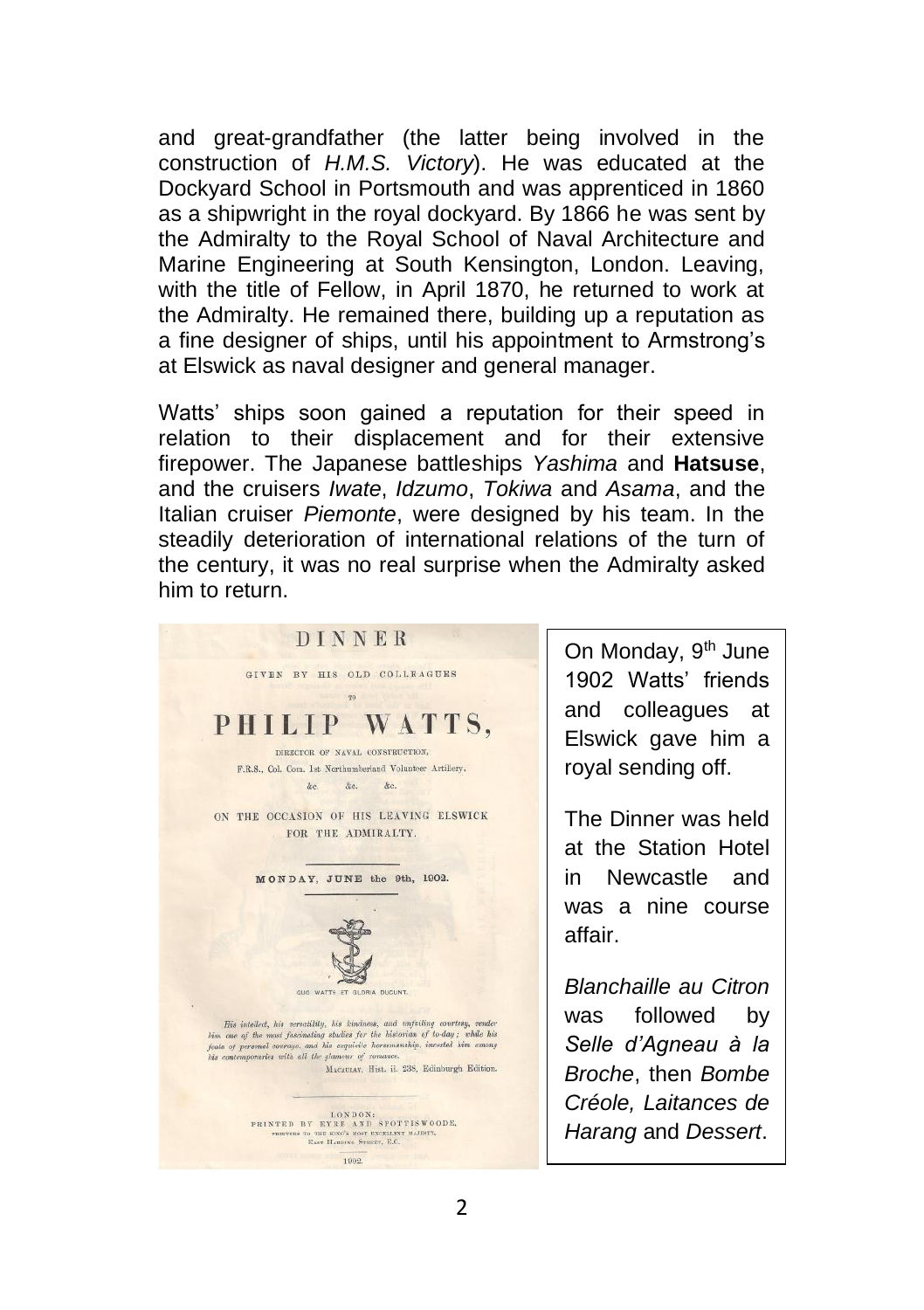and great-grandfather (the latter being involved in the construction of *H.M.S. Victory*). He was educated at the Dockyard School in Portsmouth and was apprenticed in 1860 as a shipwright in the royal dockyard. By 1866 he was sent by the Admiralty to the Royal School of Naval Architecture and Marine Engineering at South Kensington, London. Leaving, with the title of Fellow, in April 1870, he returned to work at the Admiralty. He remained there, building up a reputation as a fine designer of ships, until his appointment to Armstrong's at Elswick as naval designer and general manager.

Watts' ships soon gained a reputation for their speed in relation to their displacement and for their extensive firepower. The Japanese battleships *Yashima* and **Hatsuse**, and the cruisers *Iwate*, *Idzumo*, *Tokiwa* and *Asama*, and the Italian cruiser *Piemonte*, were designed by his team. In the steadily deterioration of international relations of the turn of the century, it was no real surprise when the Admiralty asked him to return.

DINNER

GIVEN BY HIS OLD COLLEAGUES

TO

PHILIP WATTS,

DIRECTOR OF NAVAL CONSTRUCTION,

F.R.S., Col. Com. 1st Northumberland Volunteer Artillery,

&c. &c. &c.

ON THE OCCASION OF HIS LEAVING ELSWICK FOR THE ADMIRALTY.

MONDAY, JUNE the 9th, 1902.

QUO WATTS ET GLORIA DUCUNT.

*His intellect, his versatility, his kindness, and unfailing courtesy, render him one of the most fascinating studies for the historian of to-day; while his feats of personal courage, and his exquisite horsemanship, invested him among his contemporaries with all the glamour of romance.*

MACAULAY, Hist. ii. 238, Edinburgh Edition.

LONDON:
PRINTED BY EYRE AND SPOTTISWOODE,
PRINTERS TO THE KING'S MOST EXCELLENT MAJESTY,
EAST HARDING STREET, E.C.

1902.

On Monday, 9th June 1902 Watts' friends and colleagues at Elswick gave him a royal sending off.

The Dinner was held at the Station Hotel in Newcastle and was a nine course affair.

*Blanchaille au Citron* was followed by *Selle d'Agneau à la Broche*, then *Bombe Créole, Laitances de Harang* and *Dessert*.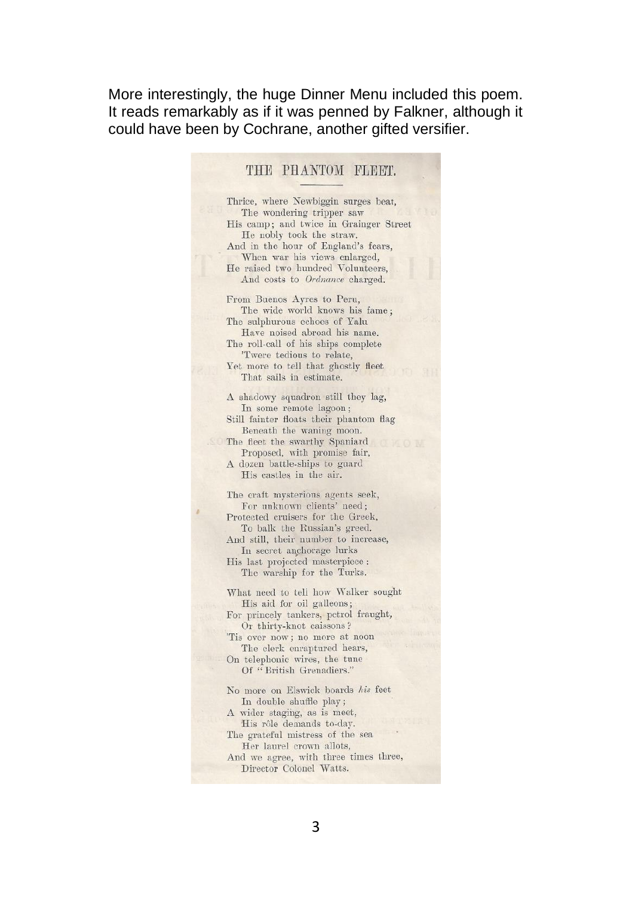More interestingly, the huge Dinner Menu included this poem. It reads remarkably as if it was penned by Falkner, although it could have been by Cochrane, another gifted versifier.

## THE PHANTOM FLEET.

Thrice, where Newbiggin surges beat,  
The wondering tripper saw  
His camp; and twice in Grainger Street  
He nobly took the straw.  
And in the hour of England's fears,  
When war his views enlarged,  
He raised two hundred Volunteers,  
And costs to *Ordnance* charged.

From Buenos Ayres to Peru,  
The wide world knows his fame;  
The sulphurous echoes of Yalu  
Have noised abroad his name.  
The roll-call of his ships complete  
'Twere tedious to relate,  
Yet more to tell that ghostly fleet  
That sails in estimate.

A shadowy squadron still they lag,  
In some remote lagoon;  
Still fainter floats their phantom flag  
Beneath the waning moon.  
The fleet the swarthy Spaniard  
Proposed, with promise fair,  
A dozen battle-ships to guard  
His castles in the air.

The craft mysterious agents seek,  
For unknown clients' need;  
Protected cruisers for the Greek,  
To balk the Russian's greed.  
And still, their number to increase,  
In secret anchorage lurks  
His last projected masterpiece:  
The warship for the Turks.

What need to tell how Walker sought  
His aid for oil galleons;  
For princely tankers, petrol fraught,  
Or thirty-knot caissons?  
'Tis over now; no more at noon  
The clerk enraptured hears,  
On telephonic wires, the tune  
Of "British Grenadiers."

No more on Elswick boards *his* feet  
In double shuffle play;  
A wider staging, as is meet,  
His rôle demands to-day.  
The grateful mistress of the sea  
Her laurel crown allots,  
And we agree, with three times three,  
Director Colonel Watts.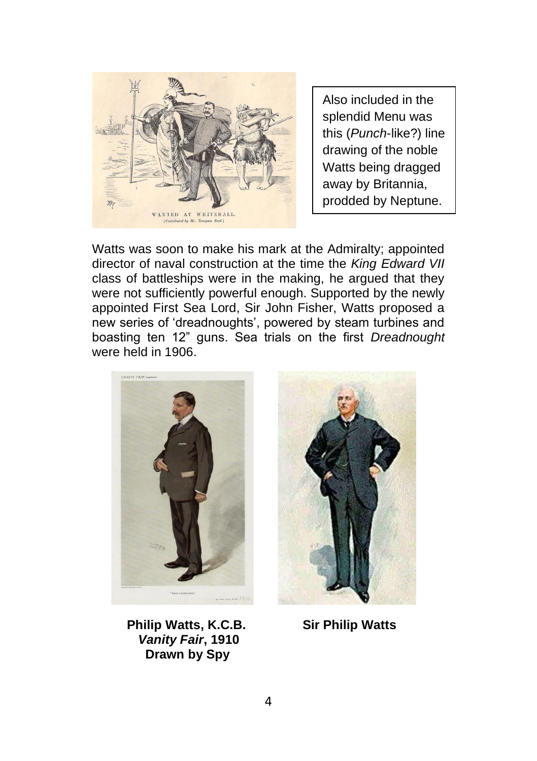Also included in the splendid Menu was this (*Punch*-like?) line drawing of the noble Watts being dragged away by Britannia, prodded by Neptune.

Watts was soon to make his mark at the Admiralty; appointed director of naval construction at the time the *King Edward VII* class of battleships were in the making, he argued that they were not sufficiently powerful enough. Supported by the newly appointed First Sea Lord, Sir John Fisher, Watts proposed a new series of 'dreadnoughts', powered by steam turbines and boasting ten 12" guns. Sea trials on the first *Dreadnought* were held in 1906.

**Philip Watts, K.C.B.**
***Vanity Fair*, 1910**
**Drawn by Spy**

**Sir Philip Watts**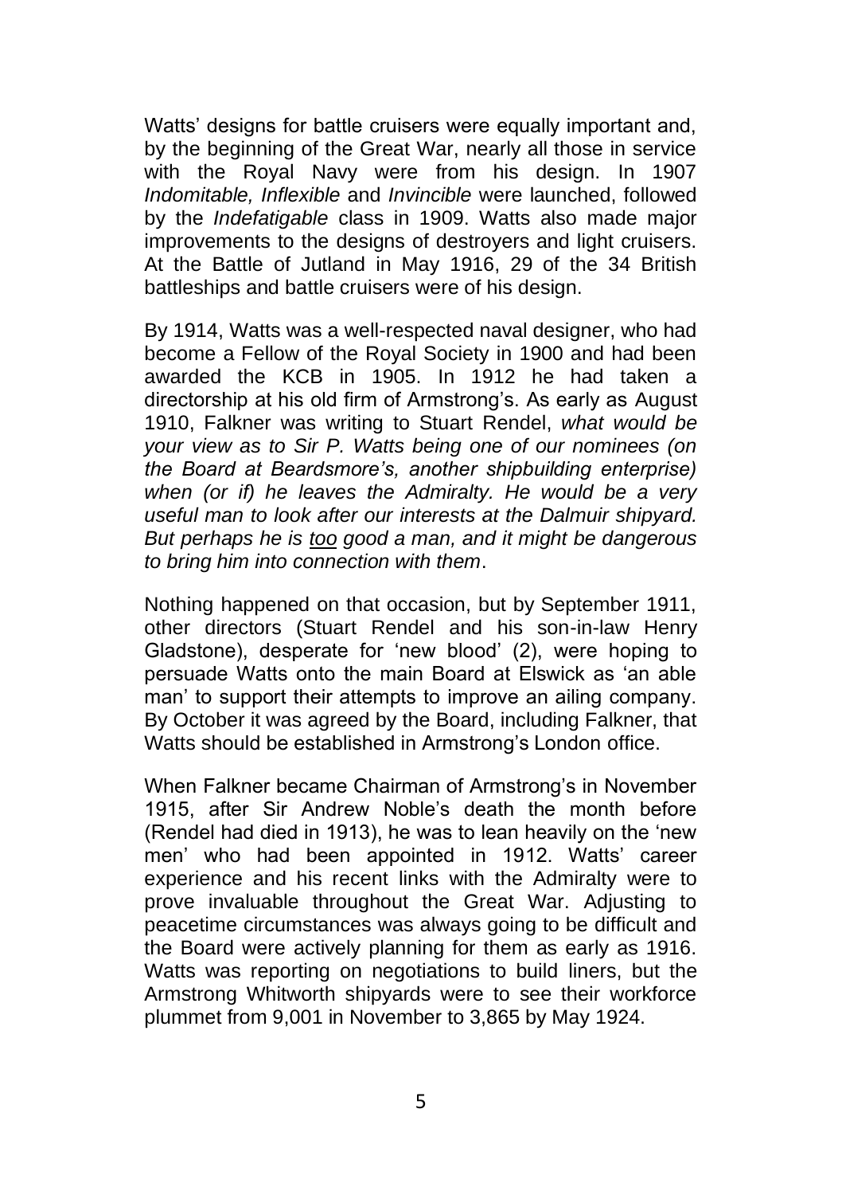Watts' designs for battle cruisers were equally important and, by the beginning of the Great War, nearly all those in service with the Royal Navy were from his design. In 1907 *Indomitable, Inflexible* and *Invincible* were launched, followed by the *Indefatigable* class in 1909. Watts also made major improvements to the designs of destroyers and light cruisers. At the Battle of Jutland in May 1916, 29 of the 34 British battleships and battle cruisers were of his design.

By 1914, Watts was a well-respected naval designer, who had become a Fellow of the Royal Society in 1900 and had been awarded the KCB in 1905. In 1912 he had taken a directorship at his old firm of Armstrong's. As early as August 1910, Falkner was writing to Stuart Rendel, *what would be your view as to Sir P. Watts being one of our nominees (on the Board at Beardsmore's, another shipbuilding enterprise) when (or if) he leaves the Admiralty. He would be a very useful man to look after our interests at the Dalmuir shipyard. But perhaps he is <u>too</u> good a man, and it might be dangerous to bring him into connection with them*.

Nothing happened on that occasion, but by September 1911, other directors (Stuart Rendel and his son-in-law Henry Gladstone), desperate for 'new blood' (2), were hoping to persuade Watts onto the main Board at Elswick as 'an able man' to support their attempts to improve an ailing company. By October it was agreed by the Board, including Falkner, that Watts should be established in Armstrong's London office.

When Falkner became Chairman of Armstrong's in November 1915, after Sir Andrew Noble's death the month before (Rendel had died in 1913), he was to lean heavily on the 'new men' who had been appointed in 1912. Watts' career experience and his recent links with the Admiralty were to prove invaluable throughout the Great War. Adjusting to peacetime circumstances was always going to be difficult and the Board were actively planning for them as early as 1916. Watts was reporting on negotiations to build liners, but the Armstrong Whitworth shipyards were to see their workforce plummet from 9,001 in November to 3,865 by May 1924.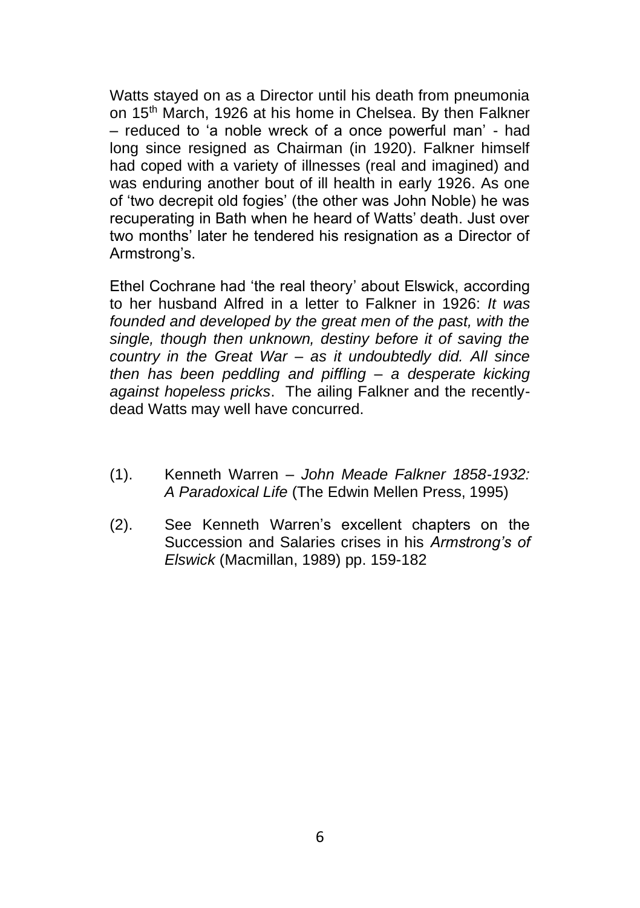Watts stayed on as a Director until his death from pneumonia on 15th March, 1926 at his home in Chelsea. By then Falkner – reduced to 'a noble wreck of a once powerful man' - had long since resigned as Chairman (in 1920). Falkner himself had coped with a variety of illnesses (real and imagined) and was enduring another bout of ill health in early 1926. As one of 'two decrepit old fogies' (the other was John Noble) he was recuperating in Bath when he heard of Watts' death. Just over two months' later he tendered his resignation as a Director of Armstrong's.

Ethel Cochrane had 'the real theory' about Elswick, according to her husband Alfred in a letter to Falkner in 1926: *It was founded and developed by the great men of the past, with the single, though then unknown, destiny before it of saving the country in the Great War – as it undoubtedly did. All since then has been peddling and piffling – a desperate kicking against hopeless pricks*. The ailing Falkner and the recently-dead Watts may well have concurred.

(1). Kenneth Warren – *John Meade Falkner 1858-1932: A Paradoxical Life* (The Edwin Mellen Press, 1995)

(2). See Kenneth Warren's excellent chapters on the Succession and Salaries crises in his *Armstrong's of Elswick* (Macmillan, 1989) pp. 159-182